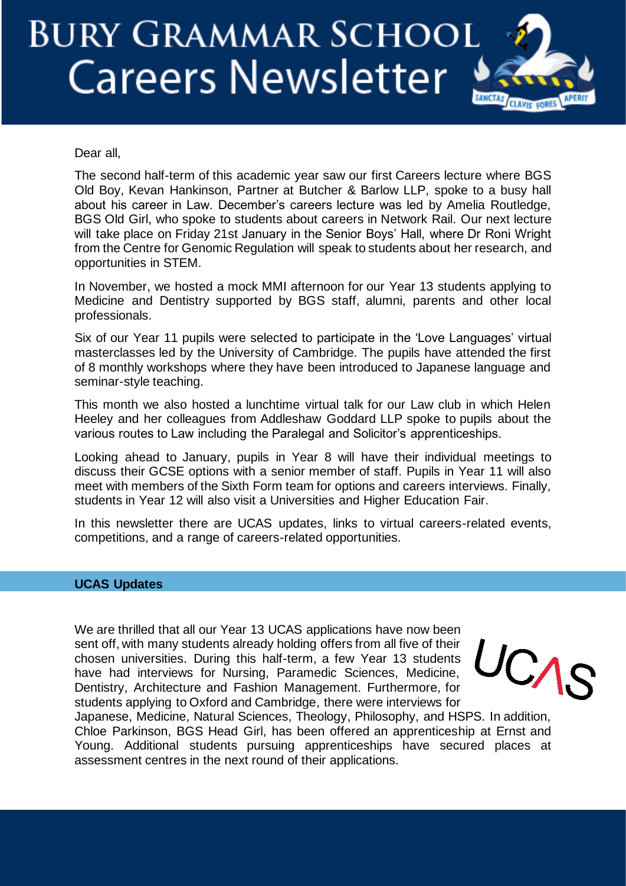# BURY GRAMMAR SCHOOL Careers Newsletter

Dear all,

The second half-term of this academic year saw our first Careers lecture where BGS Old Boy, Kevan Hankinson, Partner at Butcher & Barlow LLP, spoke to a busy hall about his career in Law. December's careers lecture was led by Amelia Routledge, BGS Old Girl, who spoke to students about careers in Network Rail. Our next lecture will take place on Friday 21st January in the Senior Boys' Hall, where Dr Roni Wright from the Centre for Genomic Regulation will speak to students about her research, and opportunities in STEM.

In November, we hosted a mock MMI afternoon for our Year 13 students applying to Medicine and Dentistry supported by BGS staff, alumni, parents and other local professionals.

Six of our Year 11 pupils were selected to participate in the 'Love Languages' virtual masterclasses led by the University of Cambridge. The pupils have attended the first of 8 monthly workshops where they have been introduced to Japanese language and seminar-style teaching.

This month we also hosted a lunchtime virtual talk for our Law club in which Helen Heeley and her colleagues from Addleshaw Goddard LLP spoke to pupils about the various routes to Law including the Paralegal and Solicitor's apprenticeships.

Looking ahead to January, pupils in Year 8 will have their individual meetings to discuss their GCSE options with a senior member of staff. Pupils in Year 11 will also meet with members of the Sixth Form team for options and careers interviews. Finally, students in Year 12 will also visit a Universities and Higher Education Fair.

In this newsletter there are UCAS updates, links to virtual careers-related events, competitions, and a range of careers-related opportunities.

## UCAS Updates

We are thrilled that all our Year 13 UCAS applications have now been sent off, with many students already holding offers from all five of their chosen universities. During this half-term, a few Year 13 students have had interviews for Nursing, Paramedic Sciences, Medicine, Dentistry, Architecture and Fashion Management. Furthermore, for students applying to Oxford and Cambridge, there were interviews for Japanese, Medicine, Natural Sciences, Theology, Philosophy, and HSPS. In addition, Chloe Parkinson, BGS Head Girl, has been offered an apprenticeship at Ernst and Young. Additional students pursuing apprenticeships have secured places at assessment centres in the next round of their applications.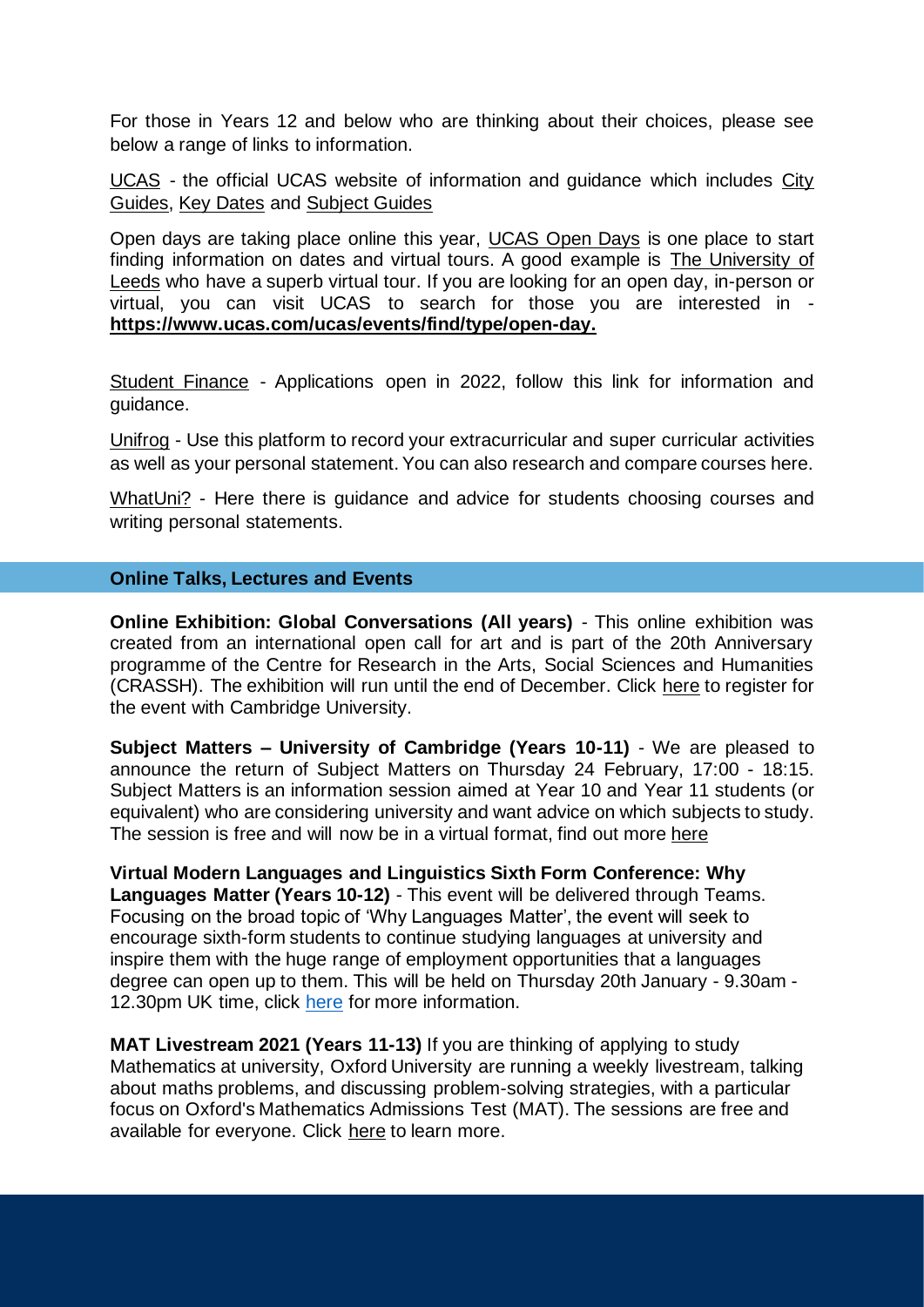For those in Years 12 and below who are thinking about their choices, please see below a range of links to information.

UCAS - the official UCAS website of information and guidance which includes City Guides, Key Dates and Subject Guides

Open days are taking place online this year, UCAS Open Days is one place to start finding information on dates and virtual tours. A good example is The University of Leeds who have a superb virtual tour. If you are looking for an open day, in-person or virtual, you can visit UCAS to search for those you are interested in - **https://www.ucas.com/ucas/events/find/type/open-day.**

Student Finance - Applications open in 2022, follow this link for information and guidance.

Unifrog - Use this platform to record your extracurricular and super curricular activities as well as your personal statement. You can also research and compare courses here.

WhatUni? - Here there is guidance and advice for students choosing courses and writing personal statements.

## Online Talks, Lectures and Events

**Online Exhibition: Global Conversations (All years)** - This online exhibition was created from an international open call for art and is part of the 20th Anniversary programme of the Centre for Research in the Arts, Social Sciences and Humanities (CRASSH). The exhibition will run until the end of December. Click here to register for the event with Cambridge University.

**Subject Matters – University of Cambridge (Years 10-11)** - We are pleased to announce the return of Subject Matters on Thursday 24 February, 17:00 - 18:15. Subject Matters is an information session aimed at Year 10 and Year 11 students (or equivalent) who are considering university and want advice on which subjects to study. The session is free and will now be in a virtual format, find out more here

**Virtual Modern Languages and Linguistics Sixth Form Conference: Why Languages Matter (Years 10-12)** - This event will be delivered through Teams. Focusing on the broad topic of 'Why Languages Matter', the event will seek to encourage sixth-form students to continue studying languages at university and inspire them with the huge range of employment opportunities that a languages degree can open up to them. This will be held on Thursday 20th January - 9.30am - 12.30pm UK time, click here for more information.

**MAT Livestream 2021 (Years 11-13)** If you are thinking of applying to study Mathematics at university, Oxford University are running a weekly livestream, talking about maths problems, and discussing problem-solving strategies, with a particular focus on Oxford's Mathematics Admissions Test (MAT). The sessions are free and available for everyone. Click here to learn more.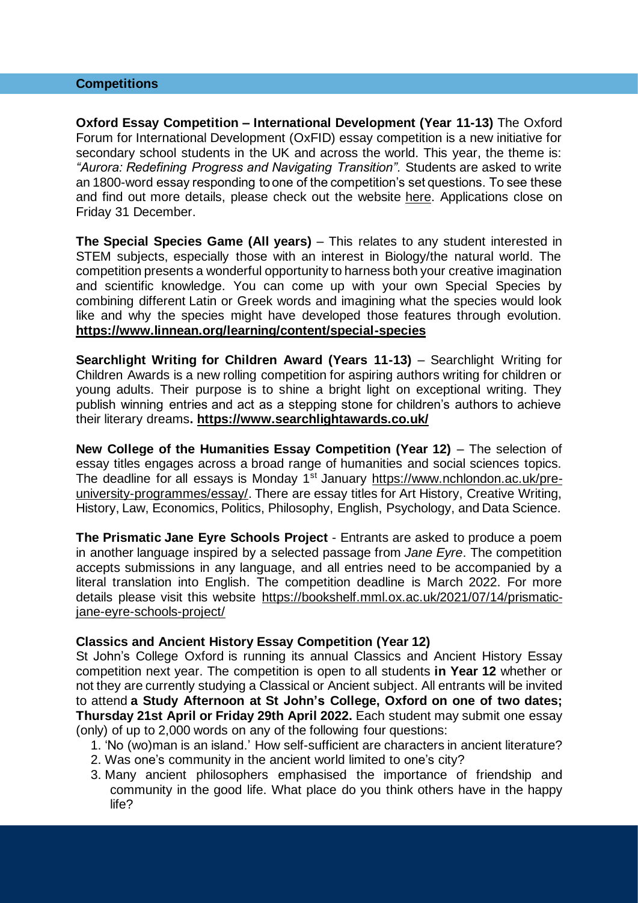## Competitions

**Oxford Essay Competition – International Development (Year 11-13)** The Oxford Forum for International Development (OxFID) essay competition is a new initiative for secondary school students in the UK and across the world. This year, the theme is: *"Aurora: Redefining Progress and Navigating Transition".* Students are asked to write an 1800-word essay responding to one of the competition's set questions. To see these and find out more details, please check out the website here. Applications close on Friday 31 December.

**The Special Species Game (All years)** – This relates to any student interested in STEM subjects, especially those with an interest in Biology/the natural world. The competition presents a wonderful opportunity to harness both your creative imagination and scientific knowledge. You can come up with your own Special Species by combining different Latin or Greek words and imagining what the species would look like and why the species might have developed those features through evolution. **https://www.linnean.org/learning/content/special-species**

**Searchlight Writing for Children Award (Years 11-13)** – Searchlight Writing for Children Awards is a new rolling competition for aspiring authors writing for children or young adults. Their purpose is to shine a bright light on exceptional writing. They publish winning entries and act as a stepping stone for children's authors to achieve their literary dreams**. https://www.searchlightawards.co.uk/**

**New College of the Humanities Essay Competition (Year 12)** – The selection of essay titles engages across a broad range of humanities and social sciences topics. The deadline for all essays is Monday 1st January https://www.nchlondon.ac.uk/pre-university-programmes/essay/. There are essay titles for Art History, Creative Writing, History, Law, Economics, Politics, Philosophy, English, Psychology, and Data Science.

**The Prismatic Jane Eyre Schools Project** - Entrants are asked to produce a poem in another language inspired by a selected passage from *Jane Eyre*. The competition accepts submissions in any language, and all entries need to be accompanied by a literal translation into English. The competition deadline is March 2022. For more details please visit this website https://bookshelf.mml.ox.ac.uk/2021/07/14/prismatic-jane-eyre-schools-project/

**Classics and Ancient History Essay Competition (Year 12)**

St John's College Oxford is running its annual Classics and Ancient History Essay competition next year. The competition is open to all students **in Year 12** whether or not they are currently studying a Classical or Ancient subject. All entrants will be invited to attend **a Study Afternoon at St John's College, Oxford on one of two dates; Thursday 21st April or Friday 29th April 2022.** Each student may submit one essay (only) of up to 2,000 words on any of the following four questions:

1. 'No (wo)man is an island.' How self-sufficient are characters in ancient literature?
2. Was one's community in the ancient world limited to one's city?
3. Many ancient philosophers emphasised the importance of friendship and community in the good life. What place do you think others have in the happy life?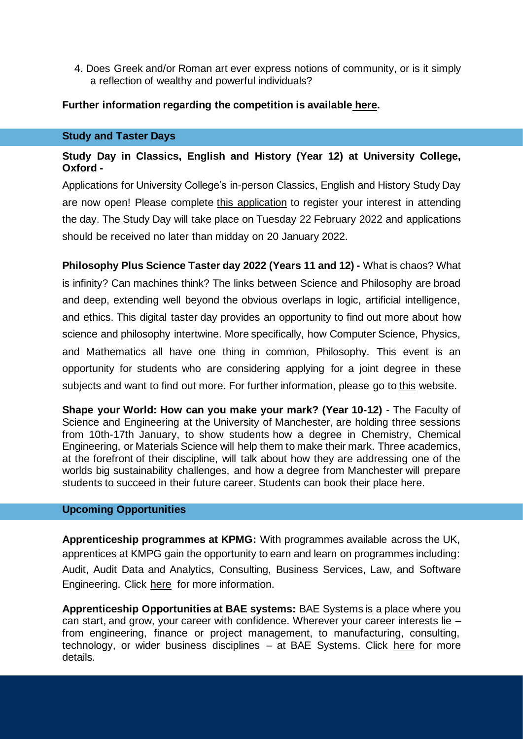4. Does Greek and/or Roman art ever express notions of community, or is it simply a reflection of wealthy and powerful individuals?

**Further information regarding the competition is available here.**

## Study and Taster Days

**Study Day in Classics, English and History (Year 12) at University College, Oxford -**

Applications for University College's in-person Classics, English and History Study Day are now open! Please complete this application to register your interest in attending the day. The Study Day will take place on Tuesday 22 February 2022 and applications should be received no later than midday on 20 January 2022.

**Philosophy Plus Science Taster day 2022 (Years 11 and 12) -** What is chaos? What is infinity? Can machines think? The links between Science and Philosophy are broad and deep, extending well beyond the obvious overlaps in logic, artificial intelligence, and ethics. This digital taster day provides an opportunity to find out more about how science and philosophy intertwine. More specifically, how Computer Science, Physics, and Mathematics all have one thing in common, Philosophy. This event is an opportunity for students who are considering applying for a joint degree in these subjects and want to find out more. For further information, please go to this website.

**Shape your World: How can you make your mark? (Year 10-12)** - The Faculty of Science and Engineering at the University of Manchester, are holding three sessions from 10th-17th January, to show students how a degree in Chemistry, Chemical Engineering, or Materials Science will help them to make their mark. Three academics, at the forefront of their discipline, will talk about how they are addressing one of the worlds big sustainability challenges, and how a degree from Manchester will prepare students to succeed in their future career. Students can book their place here.

## Upcoming Opportunities

**Apprenticeship programmes at KPMG:** With programmes available across the UK, apprentices at KMPG gain the opportunity to earn and learn on programmes including: Audit, Audit Data and Analytics, Consulting, Business Services, Law, and Software Engineering. Click here for more information.

**Apprenticeship Opportunities at BAE systems:** BAE Systems is a place where you can start, and grow, your career with confidence. Wherever your career interests lie – from engineering, finance or project management, to manufacturing, consulting, technology, or wider business disciplines – at BAE Systems. Click here for more details.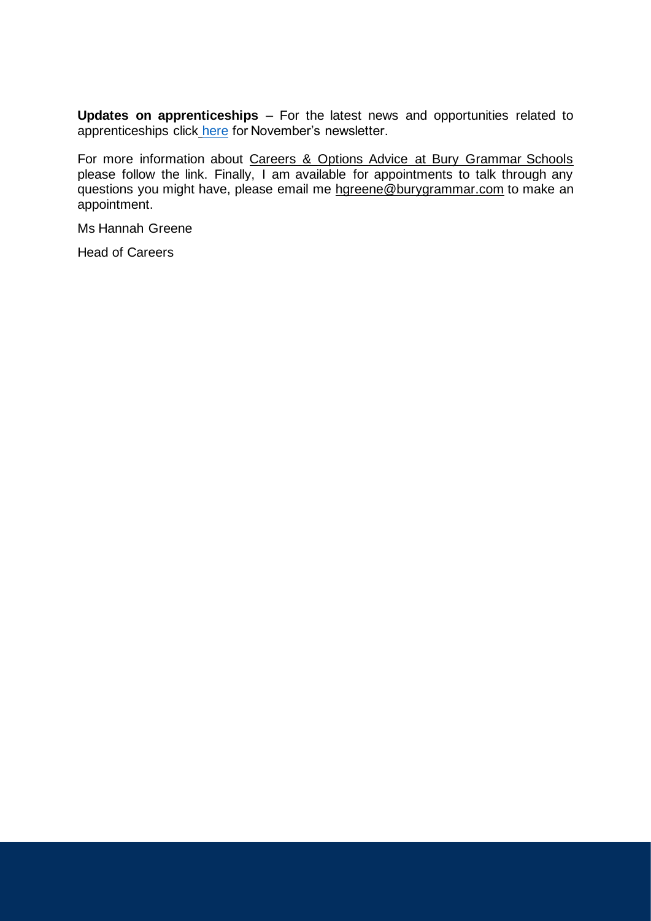**Updates on apprenticeships** – For the latest news and opportunities related to apprenticeships click here for November's newsletter.

For more information about Careers & Options Advice at Bury Grammar Schools please follow the link. Finally, I am available for appointments to talk through any questions you might have, please email me hgreene@burygrammar.com to make an appointment.

Ms Hannah Greene

Head of Careers